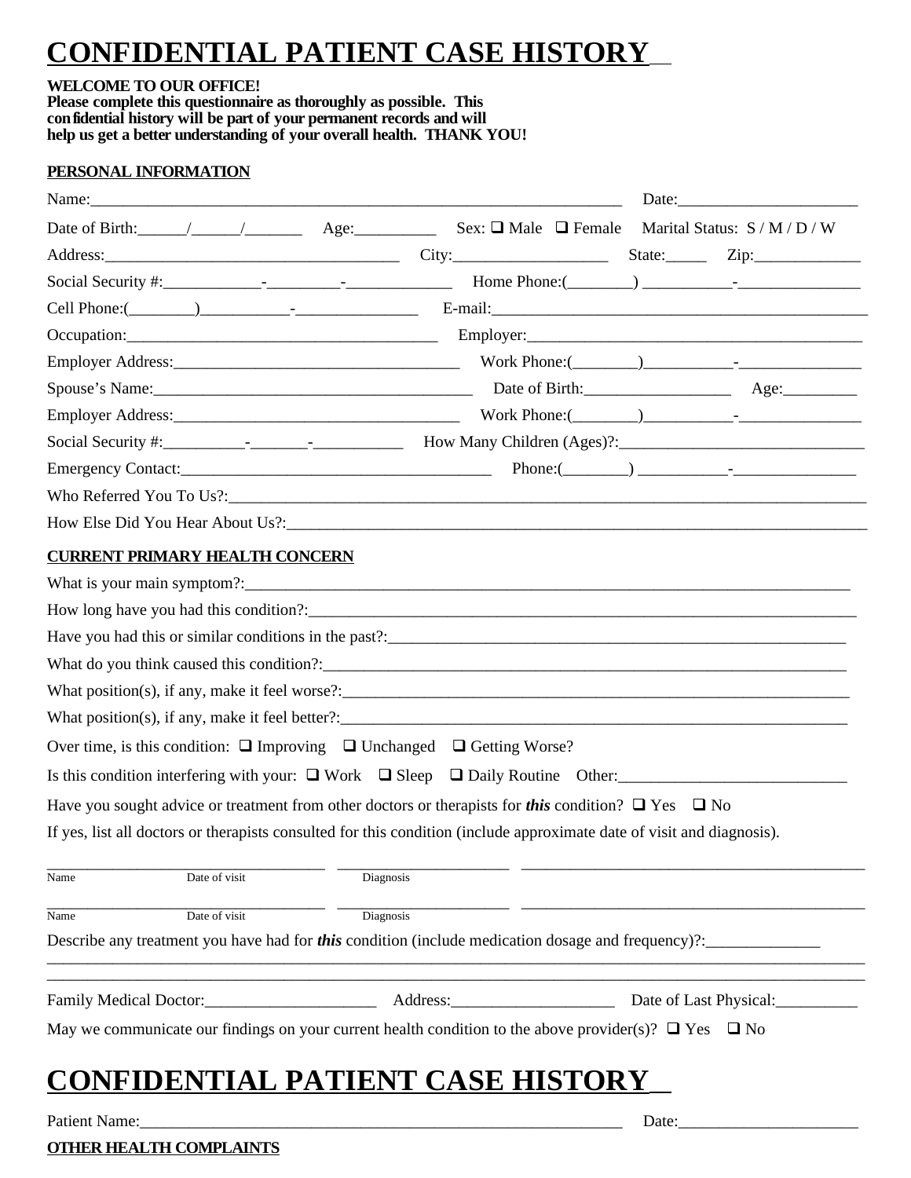# CONFIDENTIAL PATIENT CASE HISTORY

**WELCOME TO OUR OFFICE!**
**Please complete this questionnaire as thoroughly as possible. This confidential history will be part of your permanent records and will help us get a better understanding of your overall health. THANK YOU!**

**PERSONAL INFORMATION**

Name:__________________________________________________________________ Date:_____________________

Date of Birth:______/______/_______ Age:__________ Sex: ❑ Male ❑ Female Marital Status: S / M / D / W

Address:____________________________________ City:___________________ State:_____ Zip:_____________

Social Security #:____________-_________-_____________ Home Phone:(________) ___________-_______________

Cell Phone:(________)___________-_______________ E-mail:_____________________________________________

Occupation:_______________________________________ Employer:_________________________________________

Employer Address:____________________________________ Work Phone:(________)___________-_______________

Spouse's Name:_______________________________________ Date of Birth:__________________ Age:_________

Employer Address:____________________________________ Work Phone:(________)___________-_______________

Social Security #:__________-_______-___________ How Many Children (Ages)?:______________________________

Emergency Contact:______________________________________ Phone:(________) ___________-_______________

Who Referred You To Us?:_______________________________________________________________________________

How Else Did You Hear About Us?:_______________________________________________________________________

**CURRENT PRIMARY HEALTH CONCERN**

What is your main symptom?:____________________________________________________________________________

How long have you had this condition?:_________________________________________________________________

Have you had this or similar conditions in the past?:__________________________________________________________

What do you think caused this condition?:______________________________________________________________

What position(s), if any, make it feel worse?:__________________________________________________________

What position(s), if any, make it feel better?:__________________________________________________________

Over time, is this condition: ❑ Improving ❑ Unchanged ❑ Getting Worse?

Is this condition interfering with your: ❑ Work ❑ Sleep ❑ Daily Routine Other:___________________________

Have you sought advice or treatment from other doctors or therapists for ***this*** condition? ❑ Yes ❑ No

If yes, list all doctors or therapists consulted for this condition (include approximate date of visit and diagnosis).

| Name | Date of visit | Diagnosis |
|---|---|---|
| | | |
| | | |

Describe any treatment you have had for ***this*** condition (include medication dosage and frequency)?:______________

_____________________________________________________________________________________________________

_____________________________________________________________________________________________________

Family Medical Doctor:_____________________ Address:____________________ Date of Last Physical:__________

May we communicate our findings on your current health condition to the above provider(s)? ❑ Yes ❑ No

# CONFIDENTIAL PATIENT CASE HISTORY

Patient Name:______________________________________________________________ Date:_____________________

**OTHER HEALTH COMPLAINTS**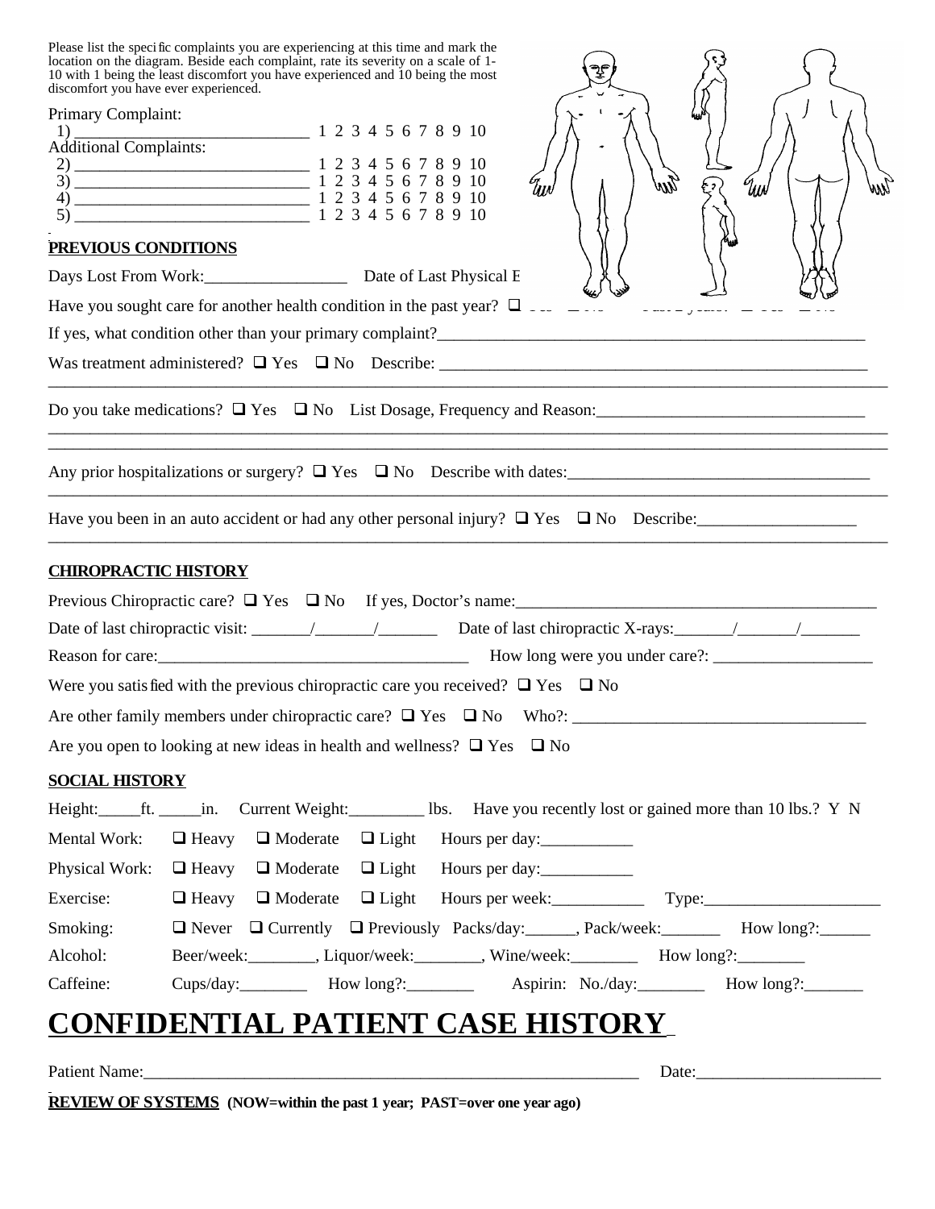Please list the specific complaints you are experiencing at this time and mark the location on the diagram. Beside each complaint, rate its severity on a scale of 1-10 with 1 being the least discomfort you have experienced and 10 being the most discomfort you have ever experienced.

Primary Complaint:
1) ____________________________ 1 2 3 4 5 6 7 8 9 10

Additional Complaints:
2) ____________________________ 1 2 3 4 5 6 7 8 9 10
3) ____________________________ 1 2 3 4 5 6 7 8 9 10
4) ____________________________ 1 2 3 4 5 6 7 8 9 10
5) ____________________________ 1 2 3 4 5 6 7 8 9 10

## PREVIOUS CONDITIONS

Days Lost From Work:_________________ Date of Last Physical E

Have you sought care for another health condition in the past year? ❑

If yes, what condition other than your primary complaint?__________________________________________________

Was treatment administered? ❑ Yes ❑ No Describe: __________________________________________________
______________________________________________________________________________________________

Do you take medications? ❑ Yes ❑ No List Dosage, Frequency and Reason:_______________________________
______________________________________________________________________________________________
______________________________________________________________________________________________

Any prior hospitalizations or surgery? ❑ Yes ❑ No Describe with dates:___________________________________
______________________________________________________________________________________________

Have you been in an auto accident or had any other personal injury? ❑ Yes ❑ No Describe:___________________
______________________________________________________________________________________________

## CHIROPRACTIC HISTORY

Previous Chiropractic care? ❑ Yes ❑ No If yes, Doctor's name:____________________________________________

Date of last chiropractic visit: _______/_______/_______ Date of last chiropractic X-rays:_______/_______/_______

Reason for care:_____________________________________ How long were you under care?: ___________________

Were you satisfied with the previous chiropractic care you received? ❑ Yes ❑ No

Are other family members under chiropractic care? ❑ Yes ❑ No Who?: ___________________________________

Are you open to looking at new ideas in health and wellness? ❑ Yes ❑ No

## SOCIAL HISTORY

Height:_____ft. _____in. Current Weight:_________ lbs. Have you recently lost or gained more than 10 lbs.? Y N

Mental Work: ❑ Heavy ❑ Moderate ❑ Light Hours per day:___________

Physical Work: ❑ Heavy ❑ Moderate ❑ Light Hours per day:___________

Exercise: ❑ Heavy ❑ Moderate ❑ Light Hours per week:___________ Type:_____________________

Smoking: ❑ Never ❑ Currently ❑ Previously Packs/day:______, Pack/week:_______ How long?:______

Alcohol: Beer/week:________, Liquor/week:________, Wine/week:________ How long?:________

Caffeine: Cups/day:________ How long?:________ Aspirin: No./day:________ How long?:_______

# CONFIDENTIAL PATIENT CASE HISTORY

Patient Name:_____________________________________________________________ Date:______________________

## REVIEW OF SYSTEMS (NOW=within the past 1 year; PAST=over one year ago)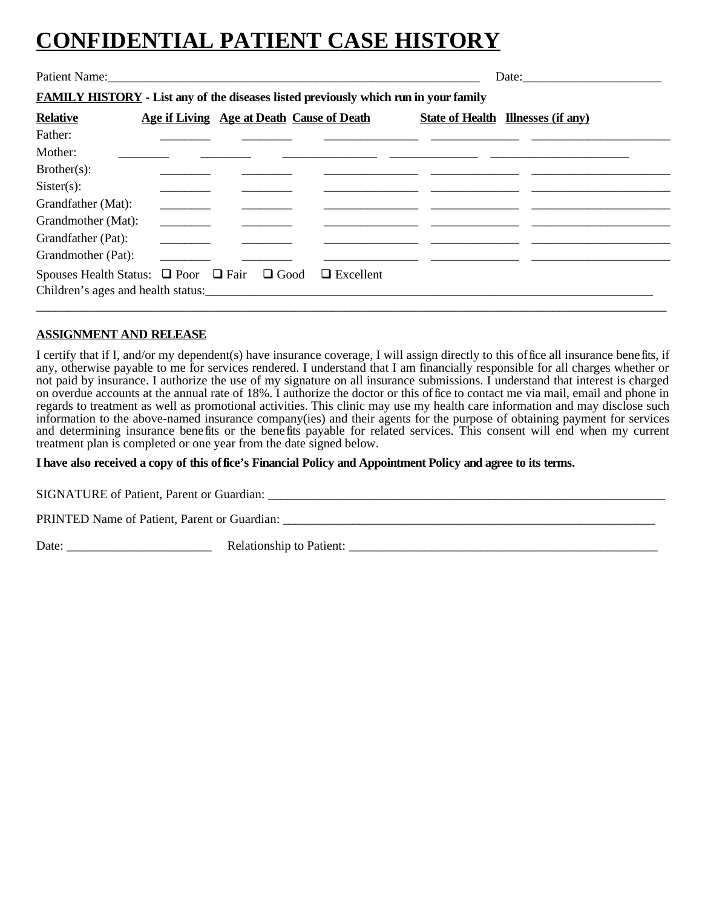# CONFIDENTIAL PATIENT CASE HISTORY

Patient Name:_____________________________________________________________ Date:______________________

**FAMILY HISTORY - List any of the diseases listed previously which run in your family**

| Relative | Age if Living | Age at Death | Cause of Death | State of Health | Illnesses (if any) |
|---|---|---|---|---|---|
| Father: | ________ | ________ | _______________ | ______________ | ______________________ |
| Mother: | ________ | ________ | _______________ | ______________ | ______________________ |
| Brother(s): | ________ | ________ | _______________ | ______________ | ______________________ |
| Sister(s): | ________ | ________ | _______________ | ______________ | ______________________ |
| Grandfather (Mat): | ________ | ________ | _______________ | ______________ | ______________________ |
| Grandmother (Mat): | ________ | ________ | _______________ | ______________ | ______________________ |
| Grandfather (Pat): | ________ | ________ | _______________ | ______________ | ______________________ |
| Grandmother (Pat): | ________ | ________ | _______________ | ______________ | ______________________ |

Spouses Health Status: ☐ Poor ☐ Fair ☐ Good ☐ Excellent

Children's ages and health status:__________________________________________________________________________

____________________________________________________________________________________________________

**ASSIGNMENT AND RELEASE**

I certify that if I, and/or my dependent(s) have insurance coverage, I will assign directly to this office all insurance benefits, if any, otherwise payable to me for services rendered. I understand that I am financially responsible for all charges whether or not paid by insurance. I authorize the use of my signature on all insurance submissions. I understand that interest is charged on overdue accounts at the annual rate of 18%. I authorize the doctor or this office to contact me via mail, email and phone in regards to treatment as well as promotional activities. This clinic may use my health care information and may disclose such information to the above-named insurance company(ies) and their agents for the purpose of obtaining payment for services and determining insurance benefits or the benefits payable for related services. This consent will end when my current treatment plan is completed or one year from the date signed below.

**I have also received a copy of this office's Financial Policy and Appointment Policy and agree to its terms.**

SIGNATURE of Patient, Parent or Guardian: _________________________________________________________________

PRINTED Name of Patient, Parent or Guardian: _____________________________________________________________

Date: _______________________ Relationship to Patient: ______________________________________________________